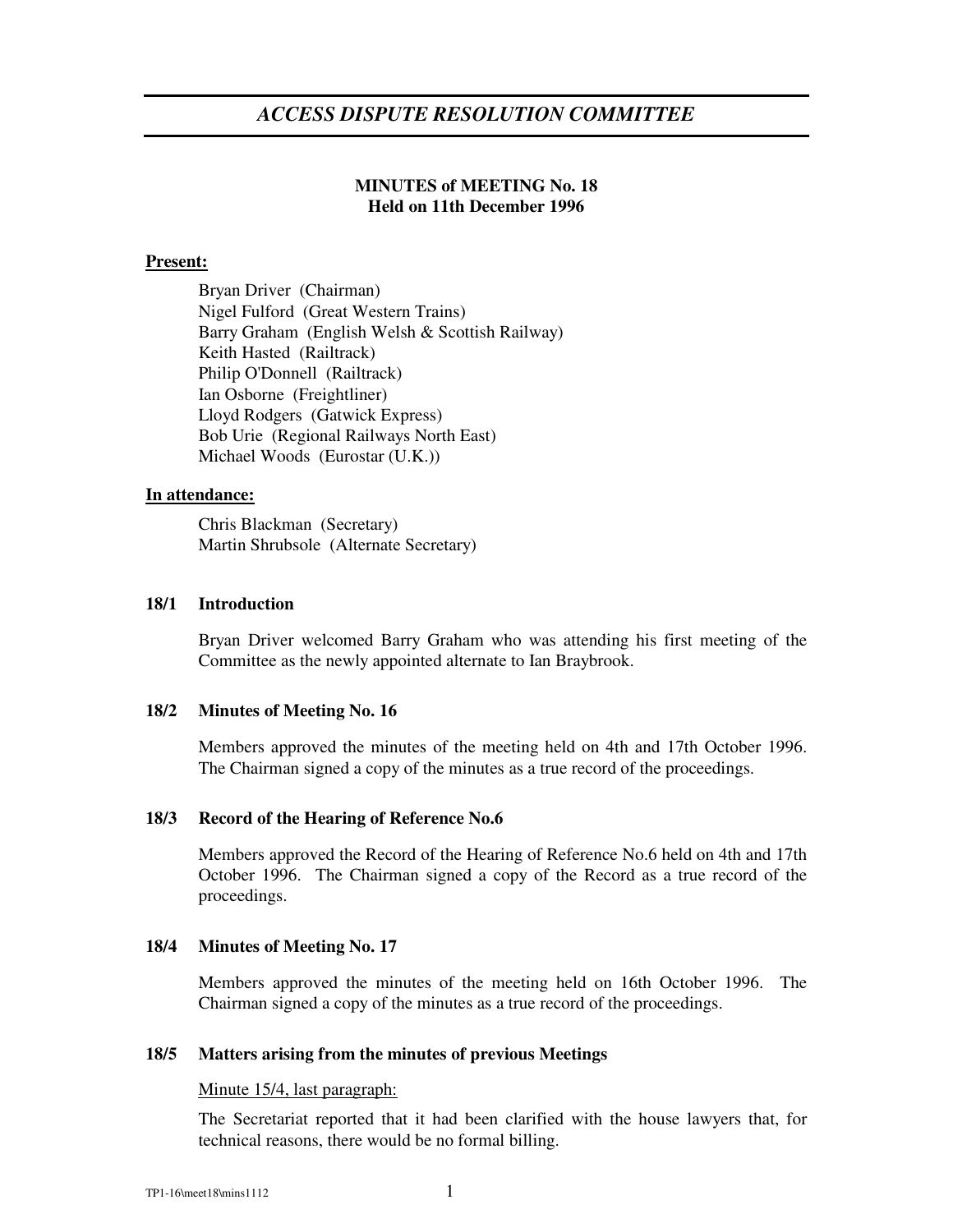# *ACCESS DISPUTE RESOLUTION COMMITTEE*

**MINUTES of MEETING No. 18**
**Held on 11th December 1996**

**Present:**

Bryan Driver (Chairman)
Nigel Fulford (Great Western Trains)
Barry Graham (English Welsh & Scottish Railway)
Keith Hasted (Railtrack)
Philip O'Donnell (Railtrack)
Ian Osborne (Freightliner)
Lloyd Rodgers (Gatwick Express)
Bob Urie (Regional Railways North East)
Michael Woods (Eurostar (U.K.))

**In attendance:**

Chris Blackman (Secretary)
Martin Shrubsole (Alternate Secretary)

### 18/1 Introduction

Bryan Driver welcomed Barry Graham who was attending his first meeting of the Committee as the newly appointed alternate to Ian Braybrook.

### 18/2 Minutes of Meeting No. 16

Members approved the minutes of the meeting held on 4th and 17th October 1996. The Chairman signed a copy of the minutes as a true record of the proceedings.

### 18/3 Record of the Hearing of Reference No.6

Members approved the Record of the Hearing of Reference No.6 held on 4th and 17th October 1996. The Chairman signed a copy of the Record as a true record of the proceedings.

### 18/4 Minutes of Meeting No. 17

Members approved the minutes of the meeting held on 16th October 1996. The Chairman signed a copy of the minutes as a true record of the proceedings.

### 18/5 Matters arising from the minutes of previous Meetings

Minute 15/4, last paragraph:

The Secretariat reported that it had been clarified with the house lawyers that, for technical reasons, there would be no formal billing.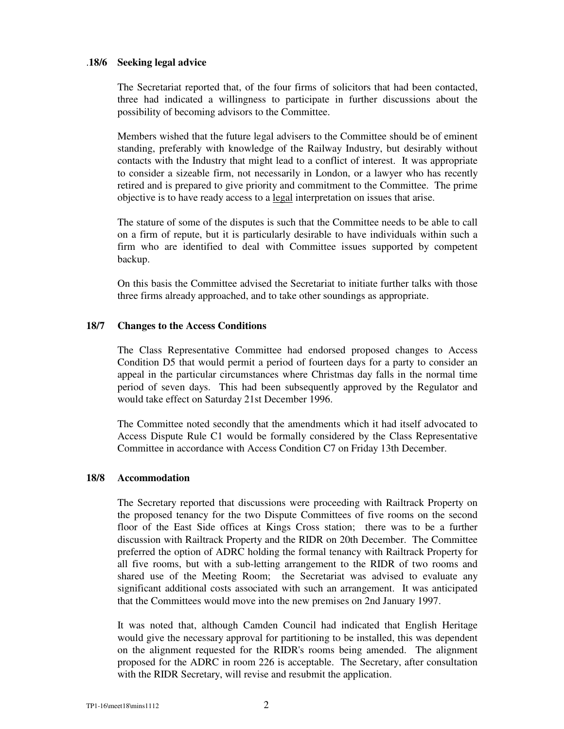### .18/6 Seeking legal advice

The Secretariat reported that, of the four firms of solicitors that had been contacted, three had indicated a willingness to participate in further discussions about the possibility of becoming advisors to the Committee.

Members wished that the future legal advisers to the Committee should be of eminent standing, preferably with knowledge of the Railway Industry, but desirably without contacts with the Industry that might lead to a conflict of interest. It was appropriate to consider a sizeable firm, not necessarily in London, or a lawyer who has recently retired and is prepared to give priority and commitment to the Committee. The prime objective is to have ready access to a <u>legal</u> interpretation on issues that arise.

The stature of some of the disputes is such that the Committee needs to be able to call on a firm of repute, but it is particularly desirable to have individuals within such a firm who are identified to deal with Committee issues supported by competent backup.

On this basis the Committee advised the Secretariat to initiate further talks with those three firms already approached, and to take other soundings as appropriate.

### 18/7 Changes to the Access Conditions

The Class Representative Committee had endorsed proposed changes to Access Condition D5 that would permit a period of fourteen days for a party to consider an appeal in the particular circumstances where Christmas day falls in the normal time period of seven days. This had been subsequently approved by the Regulator and would take effect on Saturday 21st December 1996.

The Committee noted secondly that the amendments which it had itself advocated to Access Dispute Rule C1 would be formally considered by the Class Representative Committee in accordance with Access Condition C7 on Friday 13th December.

### 18/8 Accommodation

The Secretary reported that discussions were proceeding with Railtrack Property on the proposed tenancy for the two Dispute Committees of five rooms on the second floor of the East Side offices at Kings Cross station; there was to be a further discussion with Railtrack Property and the RIDR on 20th December. The Committee preferred the option of ADRC holding the formal tenancy with Railtrack Property for all five rooms, but with a sub-letting arrangement to the RIDR of two rooms and shared use of the Meeting Room; the Secretariat was advised to evaluate any significant additional costs associated with such an arrangement. It was anticipated that the Committees would move into the new premises on 2nd January 1997.

It was noted that, although Camden Council had indicated that English Heritage would give the necessary approval for partitioning to be installed, this was dependent on the alignment requested for the RIDR's rooms being amended. The alignment proposed for the ADRC in room 226 is acceptable. The Secretary, after consultation with the RIDR Secretary, will revise and resubmit the application.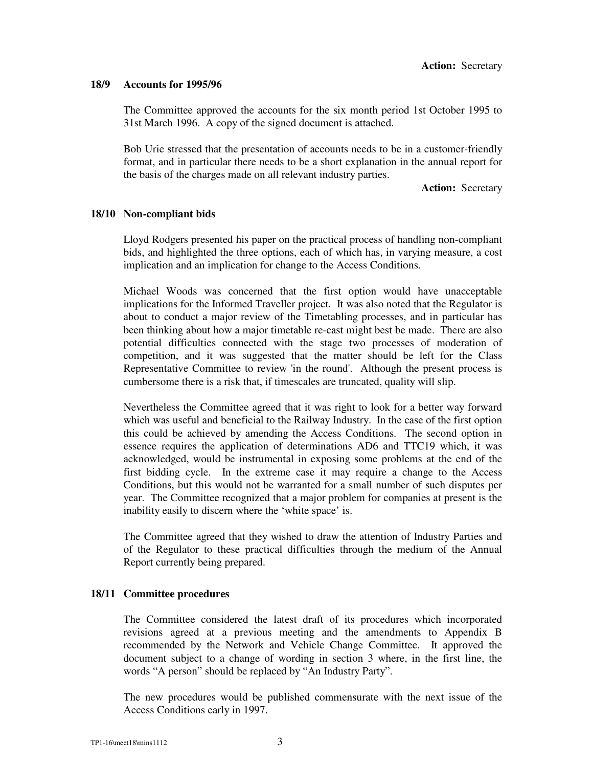**Action:** Secretary

### 18/9 Accounts for 1995/96

The Committee approved the accounts for the six month period 1st October 1995 to 31st March 1996. A copy of the signed document is attached.

Bob Urie stressed that the presentation of accounts needs to be in a customer-friendly format, and in particular there needs to be a short explanation in the annual report for the basis of the charges made on all relevant industry parties.

**Action:** Secretary

### 18/10 Non-compliant bids

Lloyd Rodgers presented his paper on the practical process of handling non-compliant bids, and highlighted the three options, each of which has, in varying measure, a cost implication and an implication for change to the Access Conditions.

Michael Woods was concerned that the first option would have unacceptable implications for the Informed Traveller project. It was also noted that the Regulator is about to conduct a major review of the Timetabling processes, and in particular has been thinking about how a major timetable re-cast might best be made. There are also potential difficulties connected with the stage two processes of moderation of competition, and it was suggested that the matter should be left for the Class Representative Committee to review 'in the round'. Although the present process is cumbersome there is a risk that, if timescales are truncated, quality will slip.

Nevertheless the Committee agreed that it was right to look for a better way forward which was useful and beneficial to the Railway Industry. In the case of the first option this could be achieved by amending the Access Conditions. The second option in essence requires the application of determinations AD6 and TTC19 which, it was acknowledged, would be instrumental in exposing some problems at the end of the first bidding cycle. In the extreme case it may require a change to the Access Conditions, but this would not be warranted for a small number of such disputes per year. The Committee recognized that a major problem for companies at present is the inability easily to discern where the 'white space' is.

The Committee agreed that they wished to draw the attention of Industry Parties and of the Regulator to these practical difficulties through the medium of the Annual Report currently being prepared.

### 18/11 Committee procedures

The Committee considered the latest draft of its procedures which incorporated revisions agreed at a previous meeting and the amendments to Appendix B recommended by the Network and Vehicle Change Committee. It approved the document subject to a change of wording in section 3 where, in the first line, the words "A person" should be replaced by "An Industry Party".

The new procedures would be published commensurate with the next issue of the Access Conditions early in 1997.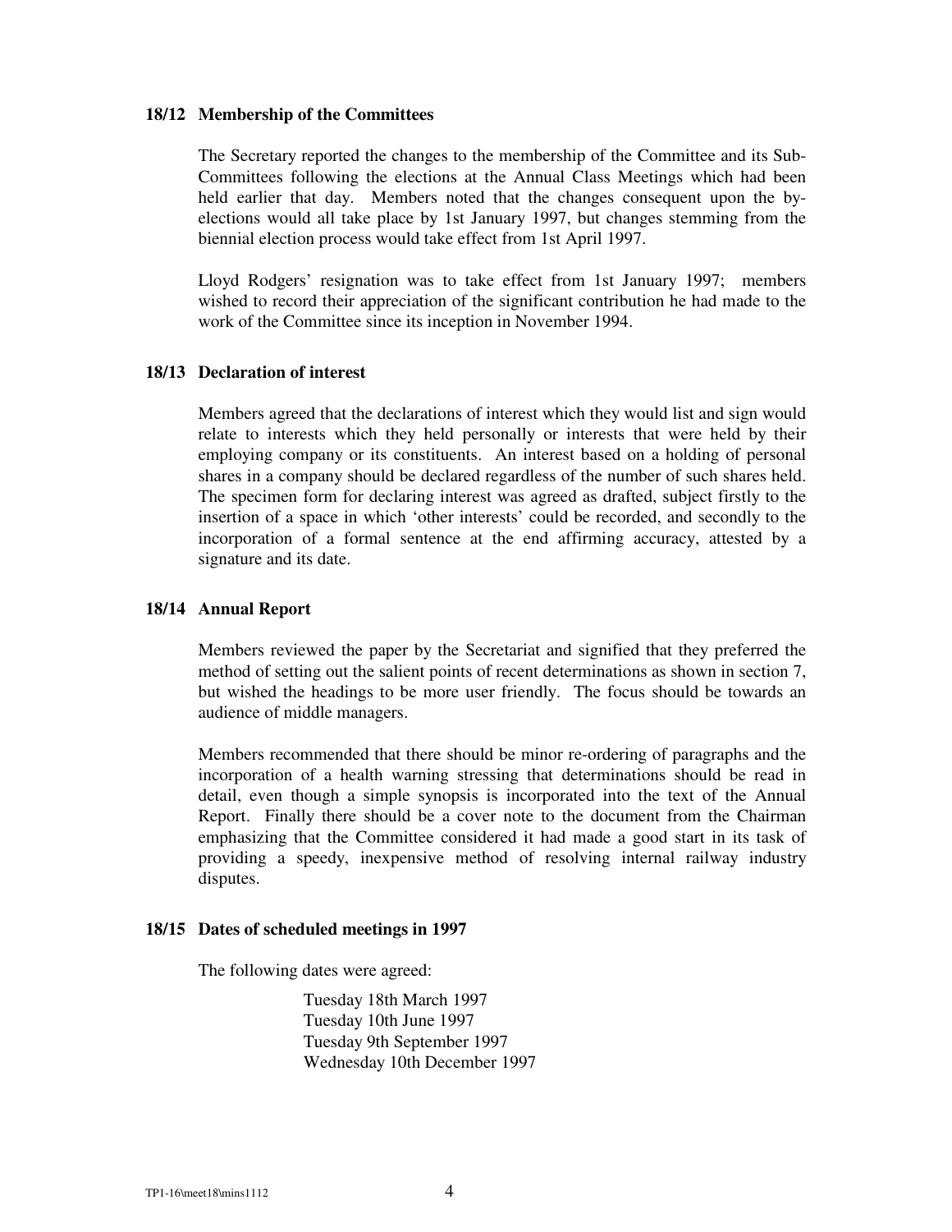### 18/12 Membership of the Committees

The Secretary reported the changes to the membership of the Committee and its Sub-Committees following the elections at the Annual Class Meetings which had been held earlier that day. Members noted that the changes consequent upon the by-elections would all take place by 1st January 1997, but changes stemming from the biennial election process would take effect from 1st April 1997.

Lloyd Rodgers' resignation was to take effect from 1st January 1997; members wished to record their appreciation of the significant contribution he had made to the work of the Committee since its inception in November 1994.

### 18/13 Declaration of interest

Members agreed that the declarations of interest which they would list and sign would relate to interests which they held personally or interests that were held by their employing company or its constituents. An interest based on a holding of personal shares in a company should be declared regardless of the number of such shares held. The specimen form for declaring interest was agreed as drafted, subject firstly to the insertion of a space in which 'other interests' could be recorded, and secondly to the incorporation of a formal sentence at the end affirming accuracy, attested by a signature and its date.

### 18/14 Annual Report

Members reviewed the paper by the Secretariat and signified that they preferred the method of setting out the salient points of recent determinations as shown in section 7, but wished the headings to be more user friendly. The focus should be towards an audience of middle managers.

Members recommended that there should be minor re-ordering of paragraphs and the incorporation of a health warning stressing that determinations should be read in detail, even though a simple synopsis is incorporated into the text of the Annual Report. Finally there should be a cover note to the document from the Chairman emphasizing that the Committee considered it had made a good start in its task of providing a speedy, inexpensive method of resolving internal railway industry disputes.

### 18/15 Dates of scheduled meetings in 1997

The following dates were agreed:

Tuesday 18th March 1997
Tuesday 10th June 1997
Tuesday 9th September 1997
Wednesday 10th December 1997